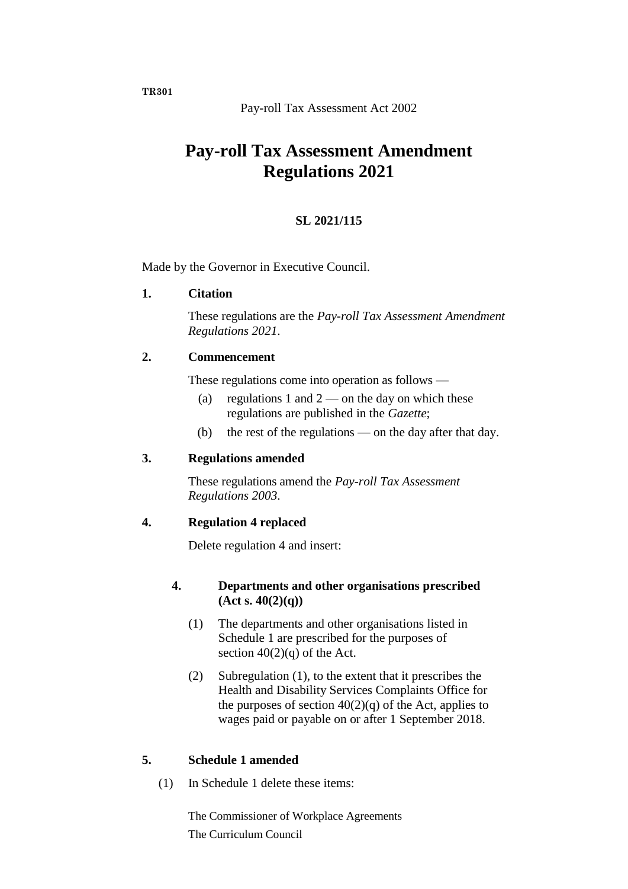**TR301**

Pay-roll Tax Assessment Act 2002

# Pay-roll Tax Assessment Amendment Regulations 2021

**SL 2021/115**

Made by the Governor in Executive Council.

**1. Citation**

These regulations are the *Pay-roll Tax Assessment Amendment Regulations 2021*.

**2. Commencement**

These regulations come into operation as follows —

(a) regulations 1 and 2 — on the day on which these regulations are published in the *Gazette*;

(b) the rest of the regulations — on the day after that day.

**3. Regulations amended**

These regulations amend the *Pay-roll Tax Assessment Regulations 2003*.

**4. Regulation 4 replaced**

Delete regulation 4 and insert:

**4. Departments and other organisations prescribed (Act s. 40(2)(q))**

(1) The departments and other organisations listed in Schedule 1 are prescribed for the purposes of section 40(2)(q) of the Act.

(2) Subregulation (1), to the extent that it prescribes the Health and Disability Services Complaints Office for the purposes of section 40(2)(q) of the Act, applies to wages paid or payable on or after 1 September 2018.

**5. Schedule 1 amended**

(1) In Schedule 1 delete these items:

The Commissioner of Workplace Agreements

The Curriculum Council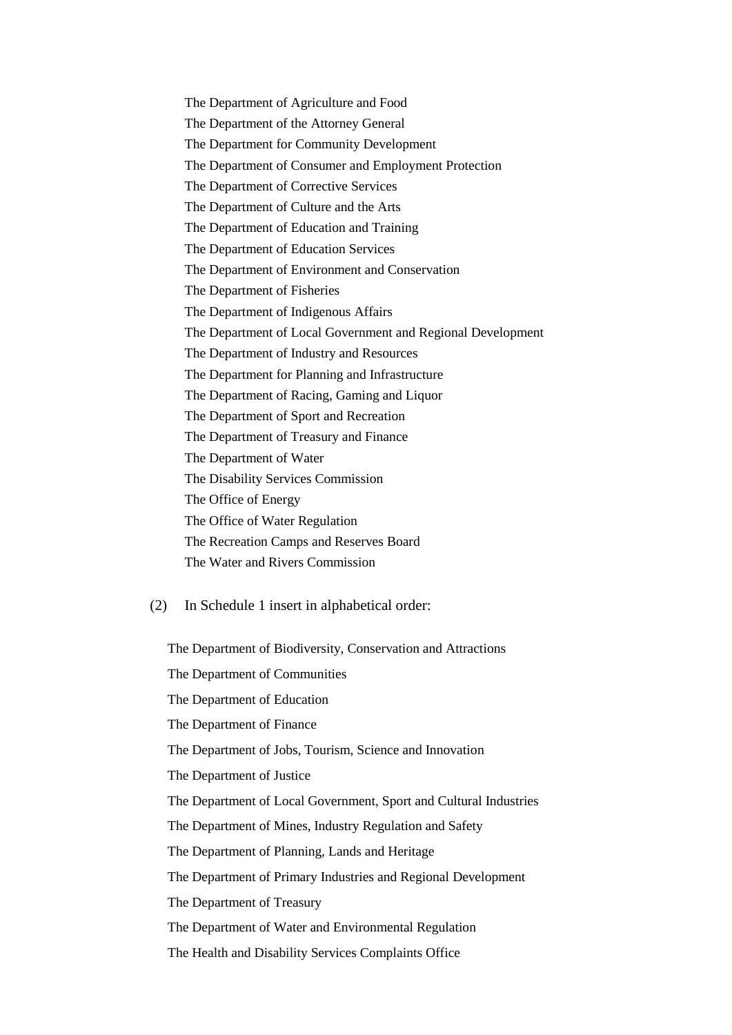The Department of Agriculture and Food

The Department of the Attorney General

The Department for Community Development

The Department of Consumer and Employment Protection

The Department of Corrective Services

The Department of Culture and the Arts

The Department of Education and Training

The Department of Education Services

The Department of Environment and Conservation

The Department of Fisheries

The Department of Indigenous Affairs

The Department of Local Government and Regional Development

The Department of Industry and Resources

The Department for Planning and Infrastructure

The Department of Racing, Gaming and Liquor

The Department of Sport and Recreation

The Department of Treasury and Finance

The Department of Water

The Disability Services Commission

The Office of Energy

The Office of Water Regulation

The Recreation Camps and Reserves Board

The Water and Rivers Commission

(2) In Schedule 1 insert in alphabetical order:

The Department of Biodiversity, Conservation and Attractions

The Department of Communities

The Department of Education

The Department of Finance

The Department of Jobs, Tourism, Science and Innovation

The Department of Justice

The Department of Local Government, Sport and Cultural Industries

The Department of Mines, Industry Regulation and Safety

The Department of Planning, Lands and Heritage

The Department of Primary Industries and Regional Development

The Department of Treasury

The Department of Water and Environmental Regulation

The Health and Disability Services Complaints Office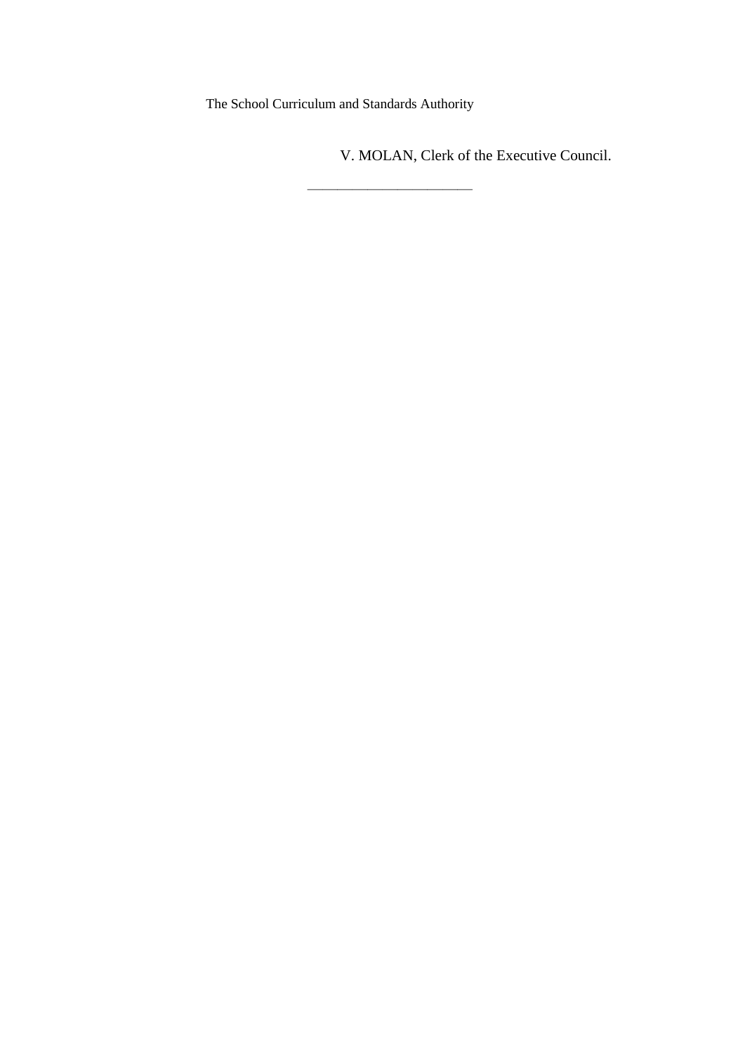The School Curriculum and Standards Authority

V. MOLAN, Clerk of the Executive Council.

---